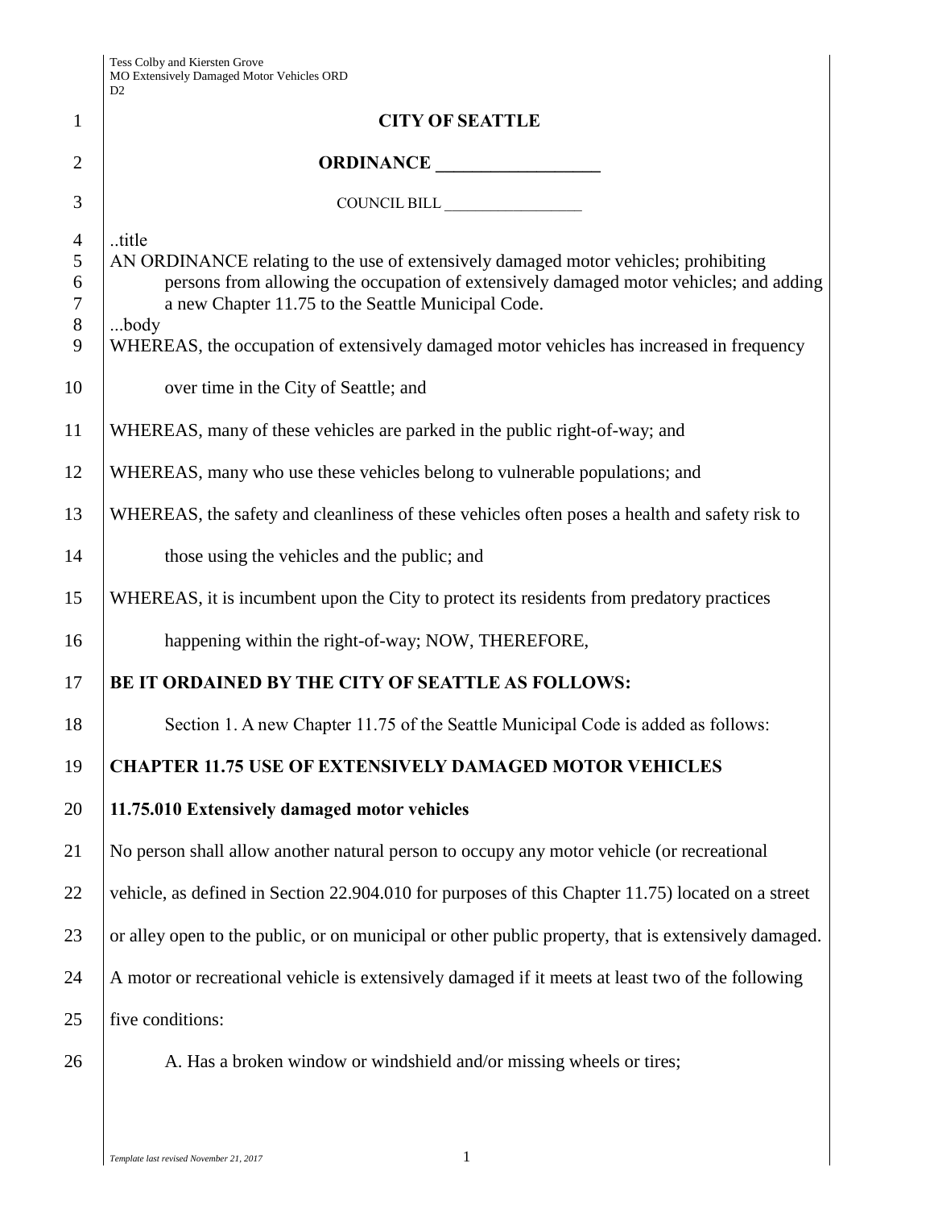Tess Colby and Kiersten Grove
MO Extensively Damaged Motor Vehicles ORD
D2

**CITY OF SEATTLE**

**ORDINANCE __________________**

COUNCIL BILL __________________

..title
AN ORDINANCE relating to the use of extensively damaged motor vehicles; prohibiting persons from allowing the occupation of extensively damaged motor vehicles; and adding a new Chapter 11.75 to the Seattle Municipal Code.
...body
WHEREAS, the occupation of extensively damaged motor vehicles has increased in frequency over time in the City of Seattle; and

WHEREAS, many of these vehicles are parked in the public right-of-way; and

WHEREAS, many who use these vehicles belong to vulnerable populations; and

WHEREAS, the safety and cleanliness of these vehicles often poses a health and safety risk to those using the vehicles and the public; and

WHEREAS, it is incumbent upon the City to protect its residents from predatory practices happening within the right-of-way; NOW, THEREFORE,

**BE IT ORDAINED BY THE CITY OF SEATTLE AS FOLLOWS:**

Section 1. A new Chapter 11.75 of the Seattle Municipal Code is added as follows:

**CHAPTER 11.75 USE OF EXTENSIVELY DAMAGED MOTOR VEHICLES**

**11.75.010 Extensively damaged motor vehicles**

No person shall allow another natural person to occupy any motor vehicle (or recreational vehicle, as defined in Section 22.904.010 for purposes of this Chapter 11.75) located on a street or alley open to the public, or on municipal or other public property, that is extensively damaged. A motor or recreational vehicle is extensively damaged if it meets at least two of the following five conditions:

A. Has a broken window or windshield and/or missing wheels or tires;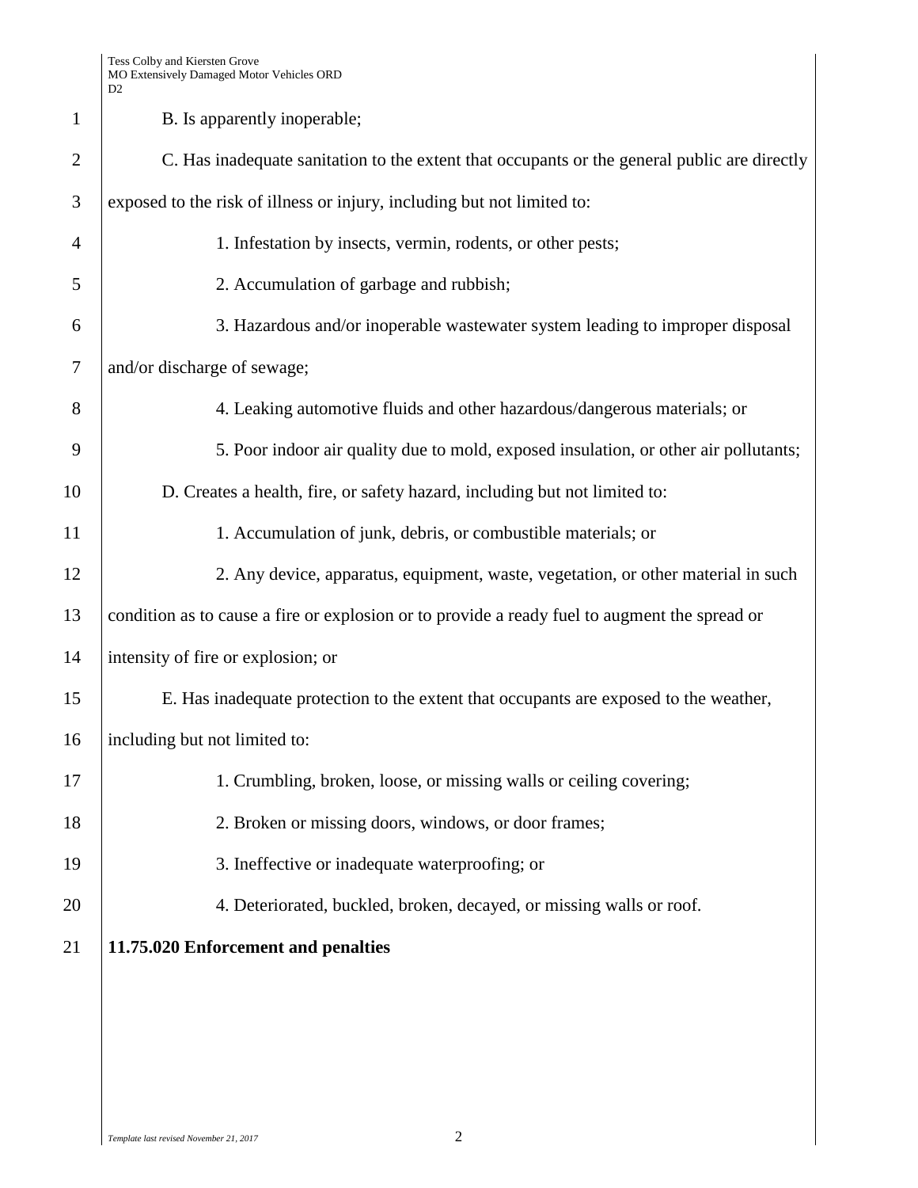B. Is apparently inoperable;

C. Has inadequate sanitation to the extent that occupants or the general public are directly exposed to the risk of illness or injury, including but not limited to:

1. Infestation by insects, vermin, rodents, or other pests;

2. Accumulation of garbage and rubbish;

3. Hazardous and/or inoperable wastewater system leading to improper disposal and/or discharge of sewage;

4. Leaking automotive fluids and other hazardous/dangerous materials; or

5. Poor indoor air quality due to mold, exposed insulation, or other air pollutants;

D. Creates a health, fire, or safety hazard, including but not limited to:

1. Accumulation of junk, debris, or combustible materials; or

2. Any device, apparatus, equipment, waste, vegetation, or other material in such condition as to cause a fire or explosion or to provide a ready fuel to augment the spread or intensity of fire or explosion; or

E. Has inadequate protection to the extent that occupants are exposed to the weather, including but not limited to:

1. Crumbling, broken, loose, or missing walls or ceiling covering;

2. Broken or missing doors, windows, or door frames;

3. Ineffective or inadequate waterproofing; or

4. Deteriorated, buckled, broken, decayed, or missing walls or roof.

**11.75.020 Enforcement and penalties**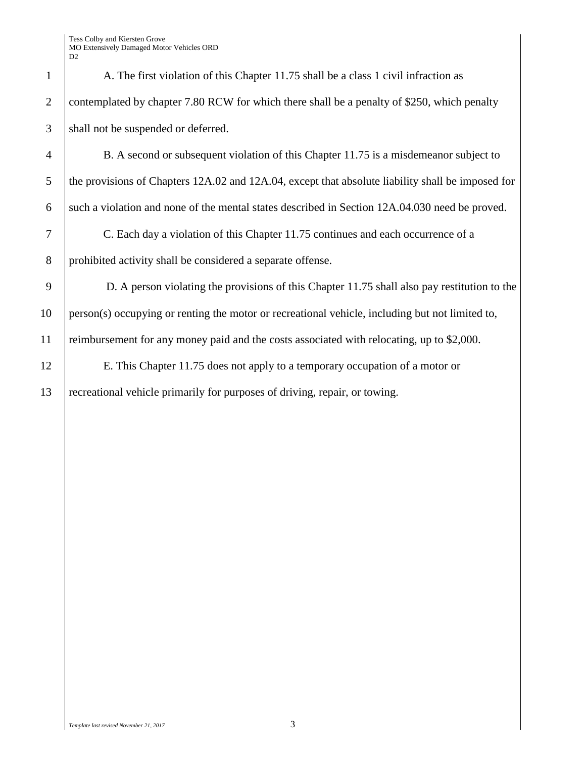A. The first violation of this Chapter 11.75 shall be a class 1 civil infraction as contemplated by chapter 7.80 RCW for which there shall be a penalty of $250, which penalty shall not be suspended or deferred.

B. A second or subsequent violation of this Chapter 11.75 is a misdemeanor subject to the provisions of Chapters 12A.02 and 12A.04, except that absolute liability shall be imposed for such a violation and none of the mental states described in Section 12A.04.030 need be proved.

C. Each day a violation of this Chapter 11.75 continues and each occurrence of a prohibited activity shall be considered a separate offense.

D. A person violating the provisions of this Chapter 11.75 shall also pay restitution to the person(s) occupying or renting the motor or recreational vehicle, including but not limited to, reimbursement for any money paid and the costs associated with relocating, up to $2,000.

E. This Chapter 11.75 does not apply to a temporary occupation of a motor or recreational vehicle primarily for purposes of driving, repair, or towing.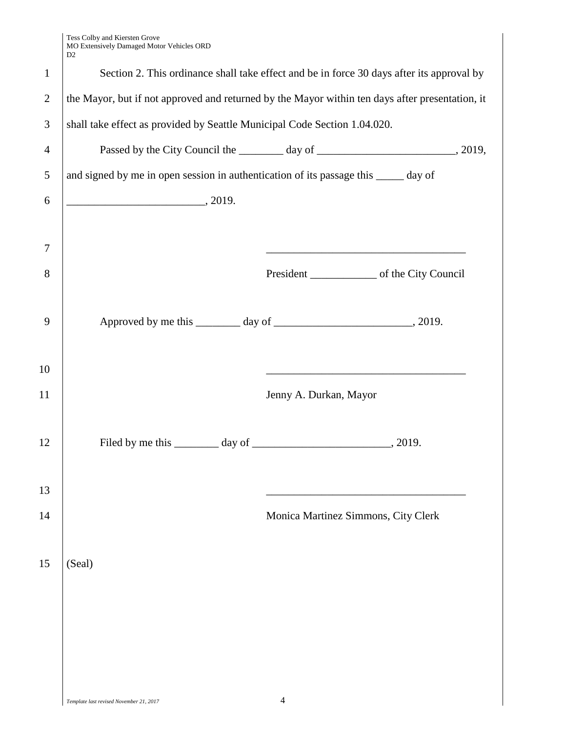Section 2. This ordinance shall take effect and be in force 30 days after its approval by the Mayor, but if not approved and returned by the Mayor within ten days after presentation, it shall take effect as provided by Seattle Municipal Code Section 1.04.020.

Passed by the City Council the ________ day of _________________________, 2019, and signed by me in open session in authentication of its passage this _____ day of _________________________, 2019.

____________________________________

President ____________ of the City Council

Approved by me this ________ day of _________________________, 2019.

____________________________________

Jenny A. Durkan, Mayor

Filed by me this ________ day of _________________________, 2019.

____________________________________

Monica Martinez Simmons, City Clerk

(Seal)